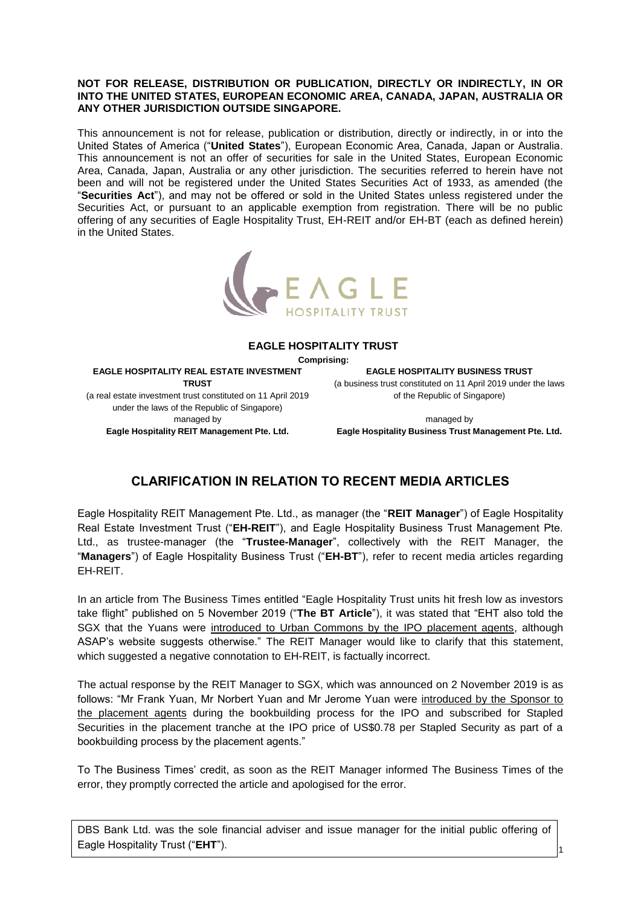**NOT FOR RELEASE, DISTRIBUTION OR PUBLICATION, DIRECTLY OR INDIRECTLY, IN OR INTO THE UNITED STATES, EUROPEAN ECONOMIC AREA, CANADA, JAPAN, AUSTRALIA OR ANY OTHER JURISDICTION OUTSIDE SINGAPORE.**

This announcement is not for release, publication or distribution, directly or indirectly, in or into the United States of America ("**United States**"), European Economic Area, Canada, Japan or Australia. This announcement is not an offer of securities for sale in the United States, European Economic Area, Canada, Japan, Australia or any other jurisdiction. The securities referred to herein have not been and will not be registered under the United States Securities Act of 1933, as amended (the "**Securities Act**"), and may not be offered or sold in the United States unless registered under the Securities Act, or pursuant to an applicable exemption from registration. There will be no public offering of any securities of Eagle Hospitality Trust, EH-REIT and/or EH-BT (each as defined herein) in the United States.

**EAGLE HOSPITALITY TRUST**

**Comprising:**

| **EAGLE HOSPITALITY REAL ESTATE INVESTMENT TRUST** | **EAGLE HOSPITALITY BUSINESS TRUST** |
| --- | --- |
| (a real estate investment trust constituted on 11 April 2019 under the laws of the Republic of Singapore) | (a business trust constituted on 11 April 2019 under the laws of the Republic of Singapore) |
| managed by | managed by |
| **Eagle Hospitality REIT Management Pte. Ltd.** | **Eagle Hospitality Business Trust Management Pte. Ltd.** |

# CLARIFICATION IN RELATION TO RECENT MEDIA ARTICLES

Eagle Hospitality REIT Management Pte. Ltd., as manager (the "**REIT Manager**") of Eagle Hospitality Real Estate Investment Trust ("**EH-REIT**"), and Eagle Hospitality Business Trust Management Pte. Ltd., as trustee-manager (the "**Trustee-Manager**", collectively with the REIT Manager, the "**Managers**") of Eagle Hospitality Business Trust ("**EH-BT**"), refer to recent media articles regarding EH-REIT.

In an article from The Business Times entitled "Eagle Hospitality Trust units hit fresh low as investors take flight" published on 5 November 2019 ("**The BT Article**"), it was stated that "EHT also told the SGX that the Yuans were introduced to Urban Commons by the IPO placement agents, although ASAP's website suggests otherwise." The REIT Manager would like to clarify that this statement, which suggested a negative connotation to EH-REIT, is factually incorrect.

The actual response by the REIT Manager to SGX, which was announced on 2 November 2019 is as follows: "Mr Frank Yuan, Mr Norbert Yuan and Mr Jerome Yuan were introduced by the Sponsor to the placement agents during the bookbuilding process for the IPO and subscribed for Stapled Securities in the placement tranche at the IPO price of US$0.78 per Stapled Security as part of a bookbuilding process by the placement agents."

To The Business Times' credit, as soon as the REIT Manager informed The Business Times of the error, they promptly corrected the article and apologised for the error.

DBS Bank Ltd. was the sole financial adviser and issue manager for the initial public offering of Eagle Hospitality Trust ("**EHT**").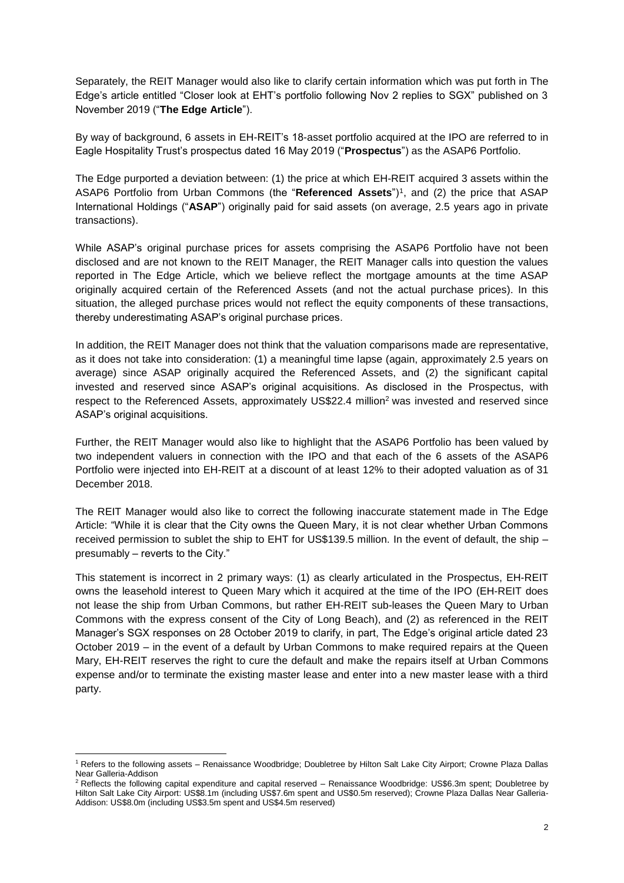Separately, the REIT Manager would also like to clarify certain information which was put forth in The Edge's article entitled "Closer look at EHT's portfolio following Nov 2 replies to SGX" published on 3 November 2019 ("**The Edge Article**").

By way of background, 6 assets in EH-REIT's 18-asset portfolio acquired at the IPO are referred to in Eagle Hospitality Trust's prospectus dated 16 May 2019 ("**Prospectus**") as the ASAP6 Portfolio.

The Edge purported a deviation between: (1) the price at which EH-REIT acquired 3 assets within the ASAP6 Portfolio from Urban Commons (the "**Referenced Assets**")[1], and (2) the price that ASAP International Holdings ("**ASAP**") originally paid for said assets (on average, 2.5 years ago in private transactions).

While ASAP's original purchase prices for assets comprising the ASAP6 Portfolio have not been disclosed and are not known to the REIT Manager, the REIT Manager calls into question the values reported in The Edge Article, which we believe reflect the mortgage amounts at the time ASAP originally acquired certain of the Referenced Assets (and not the actual purchase prices). In this situation, the alleged purchase prices would not reflect the equity components of these transactions, thereby underestimating ASAP's original purchase prices.

In addition, the REIT Manager does not think that the valuation comparisons made are representative, as it does not take into consideration: (1) a meaningful time lapse (again, approximately 2.5 years on average) since ASAP originally acquired the Referenced Assets, and (2) the significant capital invested and reserved since ASAP's original acquisitions. As disclosed in the Prospectus, with respect to the Referenced Assets, approximately US$22.4 million[2] was invested and reserved since ASAP's original acquisitions.

Further, the REIT Manager would also like to highlight that the ASAP6 Portfolio has been valued by two independent valuers in connection with the IPO and that each of the 6 assets of the ASAP6 Portfolio were injected into EH-REIT at a discount of at least 12% to their adopted valuation as of 31 December 2018.

The REIT Manager would also like to correct the following inaccurate statement made in The Edge Article: "While it is clear that the City owns the Queen Mary, it is not clear whether Urban Commons received permission to sublet the ship to EHT for US$139.5 million. In the event of default, the ship – presumably – reverts to the City."

This statement is incorrect in 2 primary ways: (1) as clearly articulated in the Prospectus, EH-REIT owns the leasehold interest to Queen Mary which it acquired at the time of the IPO (EH-REIT does not lease the ship from Urban Commons, but rather EH-REIT sub-leases the Queen Mary to Urban Commons with the express consent of the City of Long Beach), and (2) as referenced in the REIT Manager's SGX responses on 28 October 2019 to clarify, in part, The Edge's original article dated 23 October 2019 – in the event of a default by Urban Commons to make required repairs at the Queen Mary, EH-REIT reserves the right to cure the default and make the repairs itself at Urban Commons expense and/or to terminate the existing master lease and enter into a new master lease with a third party.

---

[1] Refers to the following assets – Renaissance Woodbridge; Doubletree by Hilton Salt Lake City Airport; Crowne Plaza Dallas Near Galleria-Addison

[2] Reflects the following capital expenditure and capital reserved – Renaissance Woodbridge: US$6.3m spent; Doubletree by Hilton Salt Lake City Airport: US$8.1m (including US$7.6m spent and US$0.5m reserved); Crowne Plaza Dallas Near Galleria-Addison: US$8.0m (including US$3.5m spent and US$4.5m reserved)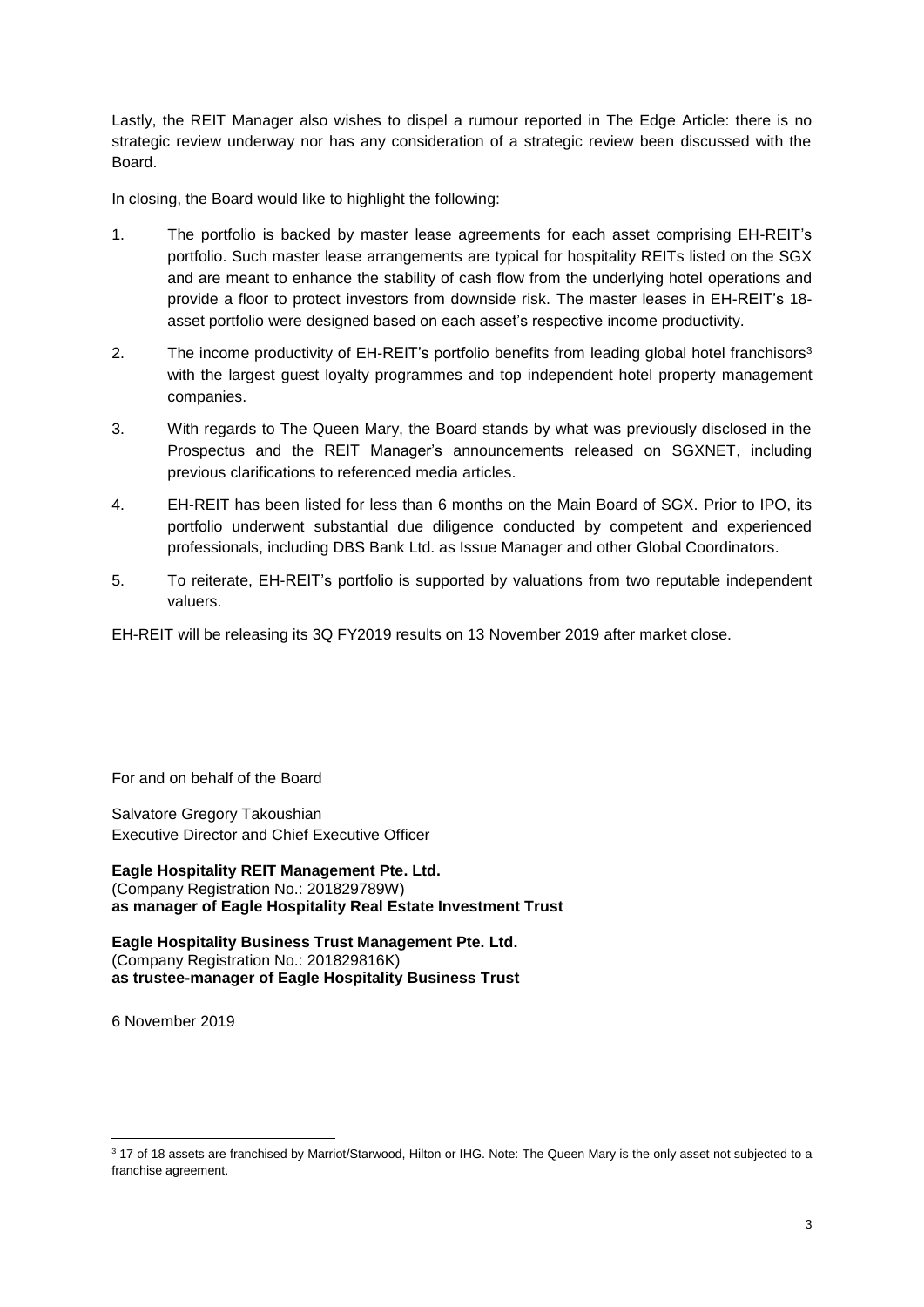Lastly, the REIT Manager also wishes to dispel a rumour reported in The Edge Article: there is no strategic review underway nor has any consideration of a strategic review been discussed with the Board.

In closing, the Board would like to highlight the following:

1. The portfolio is backed by master lease agreements for each asset comprising EH-REIT's portfolio. Such master lease arrangements are typical for hospitality REITs listed on the SGX and are meant to enhance the stability of cash flow from the underlying hotel operations and provide a floor to protect investors from downside risk. The master leases in EH-REIT's 18-asset portfolio were designed based on each asset's respective income productivity.
2. The income productivity of EH-REIT's portfolio benefits from leading global hotel franchisors[3] with the largest guest loyalty programmes and top independent hotel property management companies.
3. With regards to The Queen Mary, the Board stands by what was previously disclosed in the Prospectus and the REIT Manager's announcements released on SGXNET, including previous clarifications to referenced media articles.
4. EH-REIT has been listed for less than 6 months on the Main Board of SGX. Prior to IPO, its portfolio underwent substantial due diligence conducted by competent and experienced professionals, including DBS Bank Ltd. as Issue Manager and other Global Coordinators.
5. To reiterate, EH-REIT's portfolio is supported by valuations from two reputable independent valuers.

EH-REIT will be releasing its 3Q FY2019 results on 13 November 2019 after market close.

For and on behalf of the Board

Salvatore Gregory Takoushian
Executive Director and Chief Executive Officer

**Eagle Hospitality REIT Management Pte. Ltd.**
(Company Registration No.: 201829789W)
**as manager of Eagle Hospitality Real Estate Investment Trust**

**Eagle Hospitality Business Trust Management Pte. Ltd.**
(Company Registration No.: 201829816K)
**as trustee-manager of Eagle Hospitality Business Trust**

6 November 2019

---

[3] 17 of 18 assets are franchised by Marriot/Starwood, Hilton or IHG. Note: The Queen Mary is the only asset not subjected to a franchise agreement.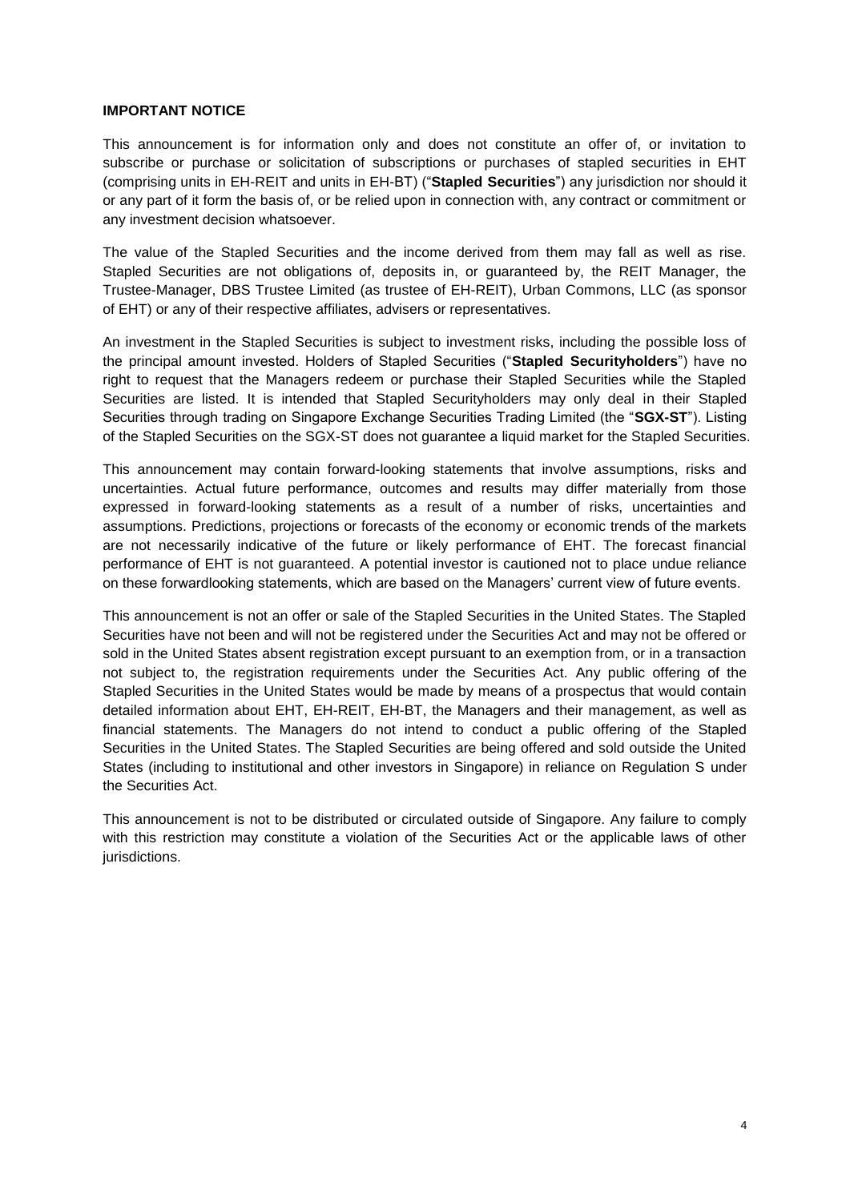**IMPORTANT NOTICE**

This announcement is for information only and does not constitute an offer of, or invitation to subscribe or purchase or solicitation of subscriptions or purchases of stapled securities in EHT (comprising units in EH-REIT and units in EH-BT) ("**Stapled Securities**") any jurisdiction nor should it or any part of it form the basis of, or be relied upon in connection with, any contract or commitment or any investment decision whatsoever.

The value of the Stapled Securities and the income derived from them may fall as well as rise. Stapled Securities are not obligations of, deposits in, or guaranteed by, the REIT Manager, the Trustee-Manager, DBS Trustee Limited (as trustee of EH-REIT), Urban Commons, LLC (as sponsor of EHT) or any of their respective affiliates, advisers or representatives.

An investment in the Stapled Securities is subject to investment risks, including the possible loss of the principal amount invested. Holders of Stapled Securities ("**Stapled Securityholders**") have no right to request that the Managers redeem or purchase their Stapled Securities while the Stapled Securities are listed. It is intended that Stapled Securityholders may only deal in their Stapled Securities through trading on Singapore Exchange Securities Trading Limited (the "**SGX-ST**"). Listing of the Stapled Securities on the SGX-ST does not guarantee a liquid market for the Stapled Securities.

This announcement may contain forward-looking statements that involve assumptions, risks and uncertainties. Actual future performance, outcomes and results may differ materially from those expressed in forward-looking statements as a result of a number of risks, uncertainties and assumptions. Predictions, projections or forecasts of the economy or economic trends of the markets are not necessarily indicative of the future or likely performance of EHT. The forecast financial performance of EHT is not guaranteed. A potential investor is cautioned not to place undue reliance on these forwardlooking statements, which are based on the Managers' current view of future events.

This announcement is not an offer or sale of the Stapled Securities in the United States. The Stapled Securities have not been and will not be registered under the Securities Act and may not be offered or sold in the United States absent registration except pursuant to an exemption from, or in a transaction not subject to, the registration requirements under the Securities Act. Any public offering of the Stapled Securities in the United States would be made by means of a prospectus that would contain detailed information about EHT, EH-REIT, EH-BT, the Managers and their management, as well as financial statements. The Managers do not intend to conduct a public offering of the Stapled Securities in the United States. The Stapled Securities are being offered and sold outside the United States (including to institutional and other investors in Singapore) in reliance on Regulation S under the Securities Act.

This announcement is not to be distributed or circulated outside of Singapore. Any failure to comply with this restriction may constitute a violation of the Securities Act or the applicable laws of other jurisdictions.